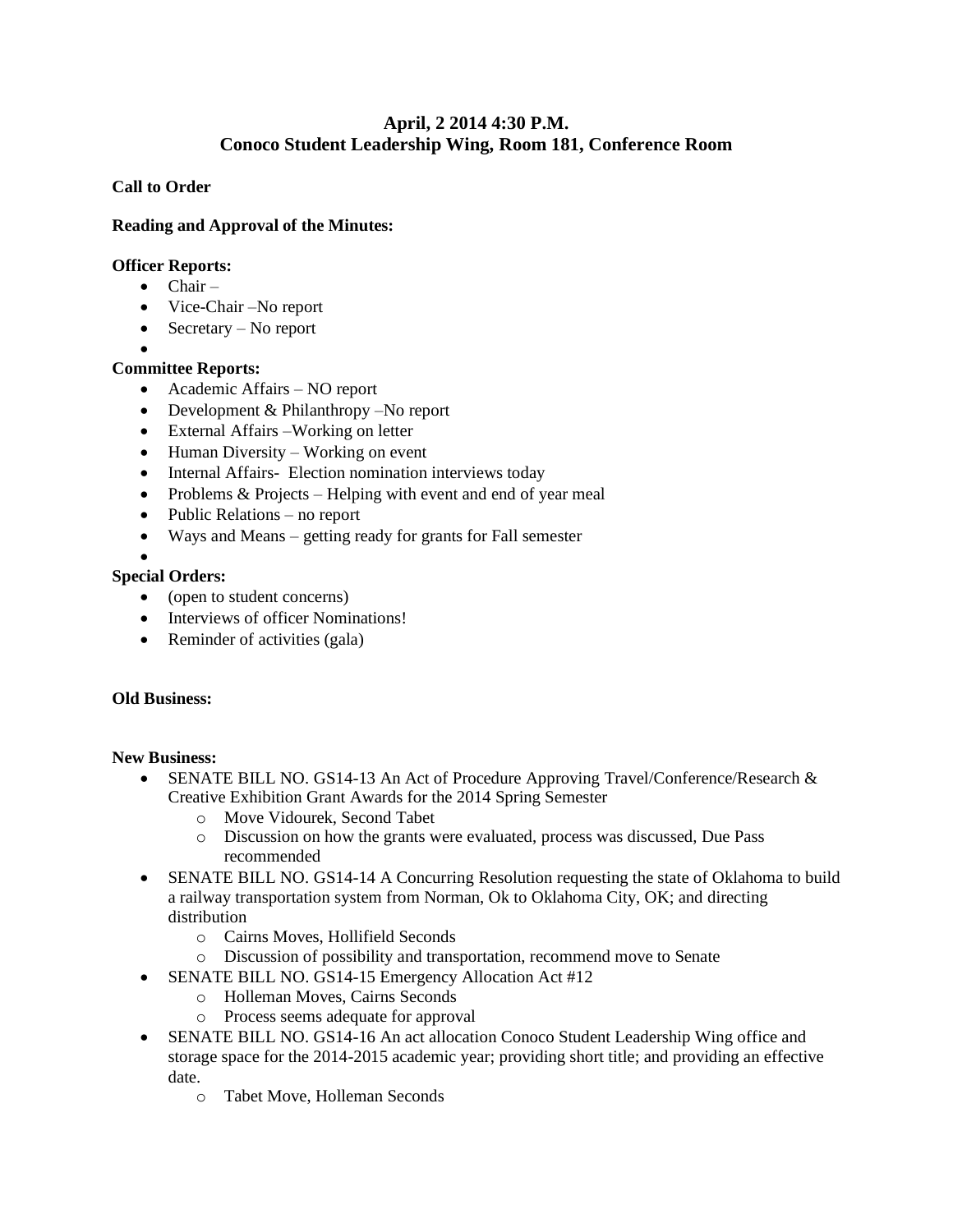**April, 2 2014 4:30 P.M.**
**Conoco Student Leadership Wing, Room 181, Conference Room**

**Call to Order**

**Reading and Approval of the Minutes:**

**Officer Reports:**

- Chair –
- Vice-Chair –No report
- Secretary – No report
- 

**Committee Reports:**

- Academic Affairs – NO report
- Development & Philanthropy –No report
- External Affairs –Working on letter
- Human Diversity – Working on event
- Internal Affairs- Election nomination interviews today
- Problems & Projects – Helping with event and end of year meal
- Public Relations – no report
- Ways and Means – getting ready for grants for Fall semester
- 

**Special Orders:**

- (open to student concerns)
- Interviews of officer Nominations!
- Reminder of activities (gala)

**Old Business:**

**New Business:**

- SENATE BILL NO. GS14-13 An Act of Procedure Approving Travel/Conference/Research & Creative Exhibition Grant Awards for the 2014 Spring Semester
  - Move Vidourek, Second Tabet
  - Discussion on how the grants were evaluated, process was discussed, Due Pass recommended
- SENATE BILL NO. GS14-14 A Concurring Resolution requesting the state of Oklahoma to build a railway transportation system from Norman, Ok to Oklahoma City, OK; and directing distribution
  - Cairns Moves, Hollifield Seconds
  - Discussion of possibility and transportation, recommend move to Senate
- SENATE BILL NO. GS14-15 Emergency Allocation Act #12
  - Holleman Moves, Cairns Seconds
  - Process seems adequate for approval
- SENATE BILL NO. GS14-16 An act allocation Conoco Student Leadership Wing office and storage space for the 2014-2015 academic year; providing short title; and providing an effective date.
  - Tabet Move, Holleman Seconds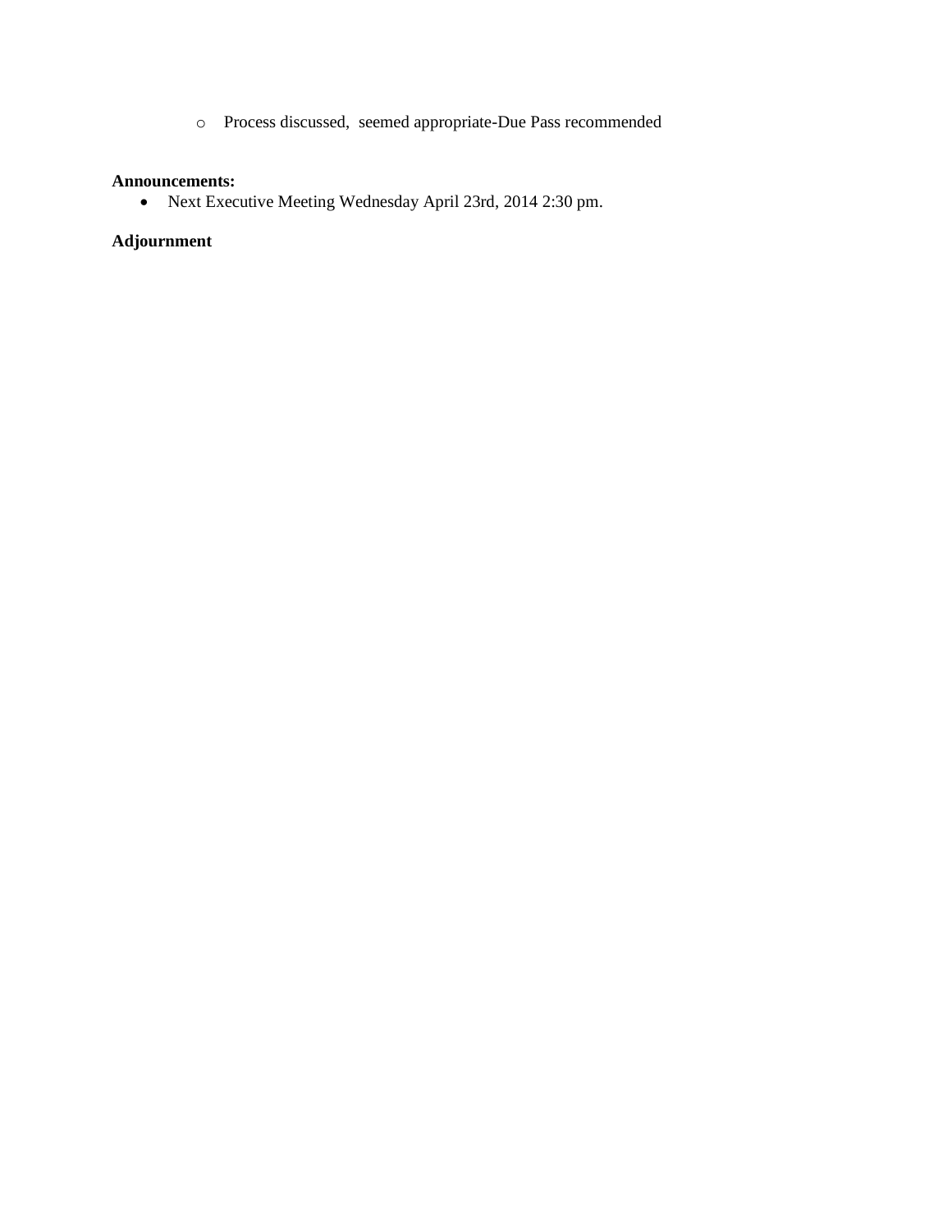- Process discussed,  seemed appropriate-Due Pass recommended

**Announcements:**

- Next Executive Meeting Wednesday April 23rd, 2014 2:30 pm.

**Adjournment**